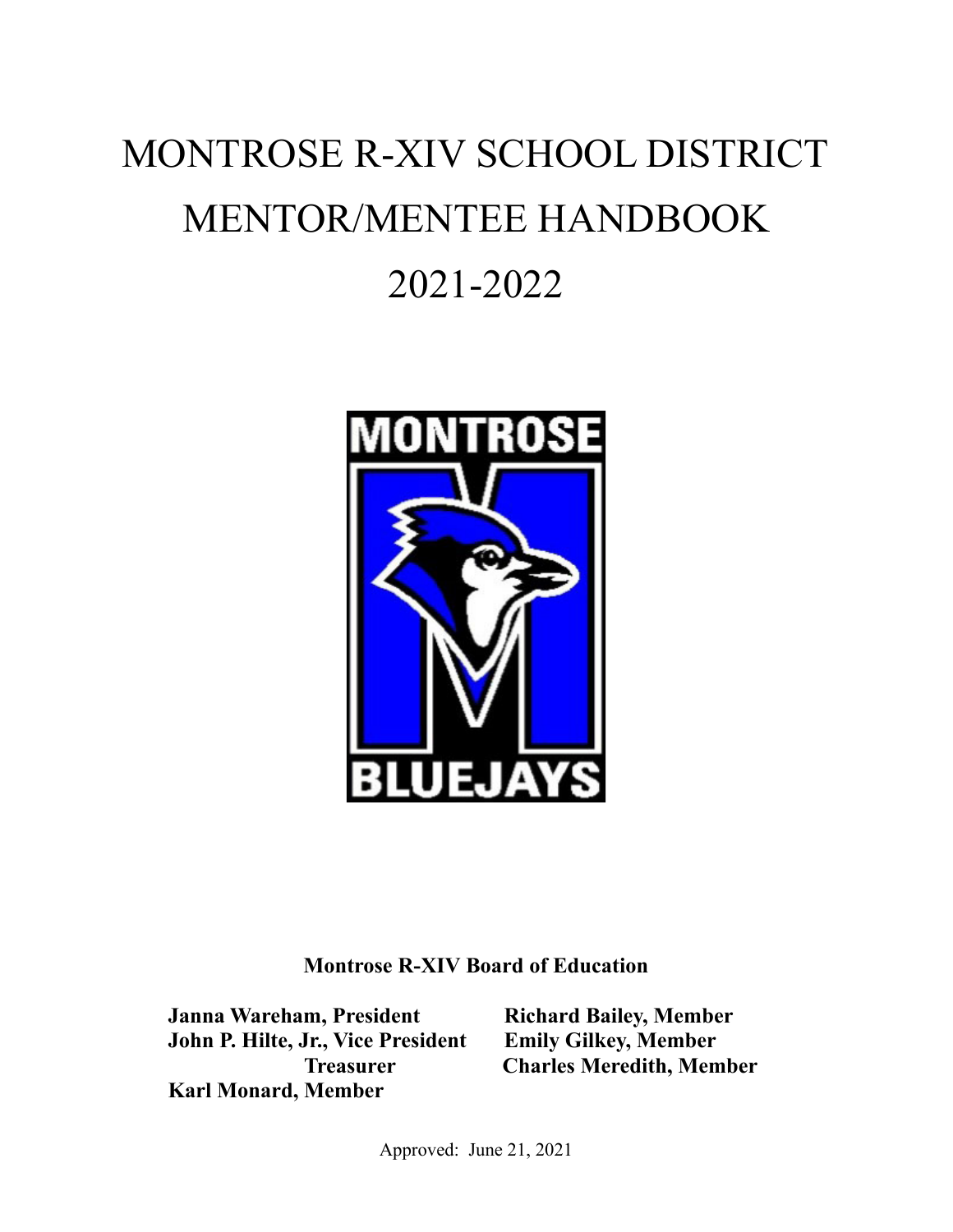# MONTROSE R-XIV SCHOOL DISTRICT
# MENTOR/MENTEE HANDBOOK
# 2021-2022

**Montrose R-XIV Board of Education**

**Janna Wareham, President**
**John P. Hilte, Jr., Vice President**
**Treasurer**
**Karl Monard, Member**
**Richard Bailey, Member**
**Emily Gilkey, Member**
**Charles Meredith, Member**

Approved: June 21, 2021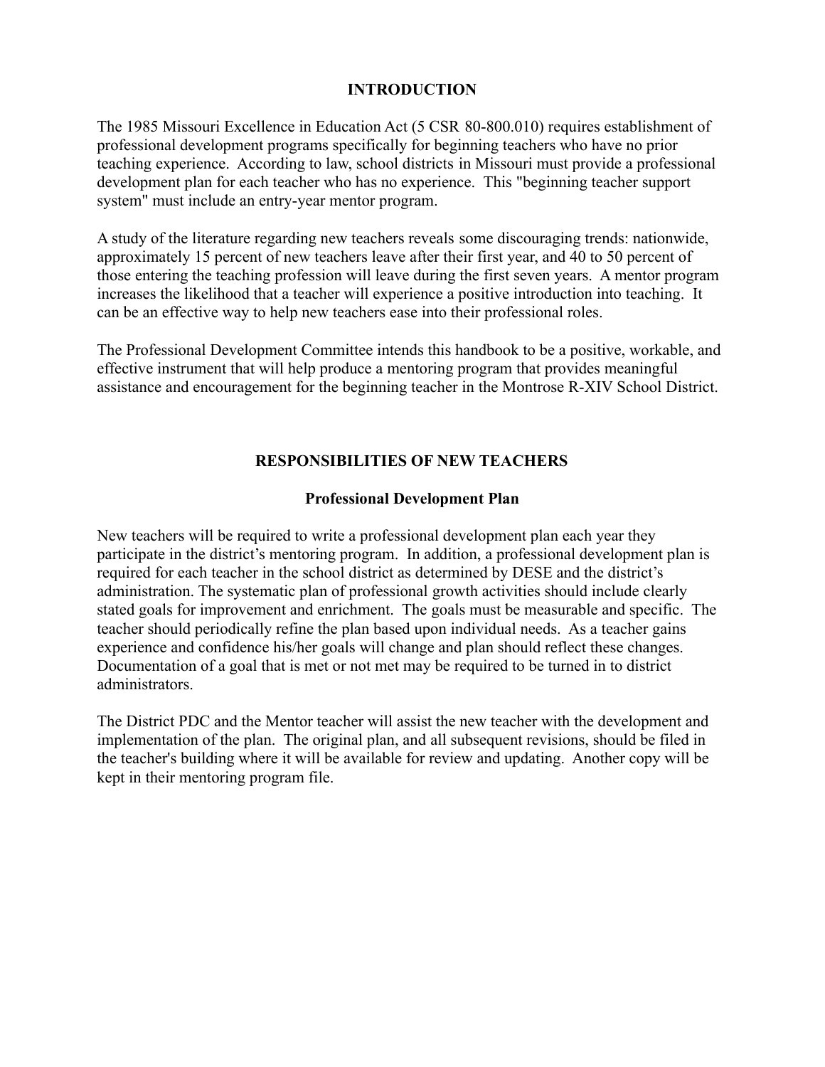## INTRODUCTION

The 1985 Missouri Excellence in Education Act (5 CSR 80-800.010) requires establishment of professional development programs specifically for beginning teachers who have no prior teaching experience. According to law, school districts in Missouri must provide a professional development plan for each teacher who has no experience. This "beginning teacher support system" must include an entry-year mentor program.

A study of the literature regarding new teachers reveals some discouraging trends: nationwide, approximately 15 percent of new teachers leave after their first year, and 40 to 50 percent of those entering the teaching profession will leave during the first seven years. A mentor program increases the likelihood that a teacher will experience a positive introduction into teaching. It can be an effective way to help new teachers ease into their professional roles.

The Professional Development Committee intends this handbook to be a positive, workable, and effective instrument that will help produce a mentoring program that provides meaningful assistance and encouragement for the beginning teacher in the Montrose R-XIV School District.

## RESPONSIBILITIES OF NEW TEACHERS

### Professional Development Plan

New teachers will be required to write a professional development plan each year they participate in the district's mentoring program. In addition, a professional development plan is required for each teacher in the school district as determined by DESE and the district's administration. The systematic plan of professional growth activities should include clearly stated goals for improvement and enrichment. The goals must be measurable and specific. The teacher should periodically refine the plan based upon individual needs. As a teacher gains experience and confidence his/her goals will change and plan should reflect these changes. Documentation of a goal that is met or not met may be required to be turned in to district administrators.

The District PDC and the Mentor teacher will assist the new teacher with the development and implementation of the plan. The original plan, and all subsequent revisions, should be filed in the teacher's building where it will be available for review and updating. Another copy will be kept in their mentoring program file.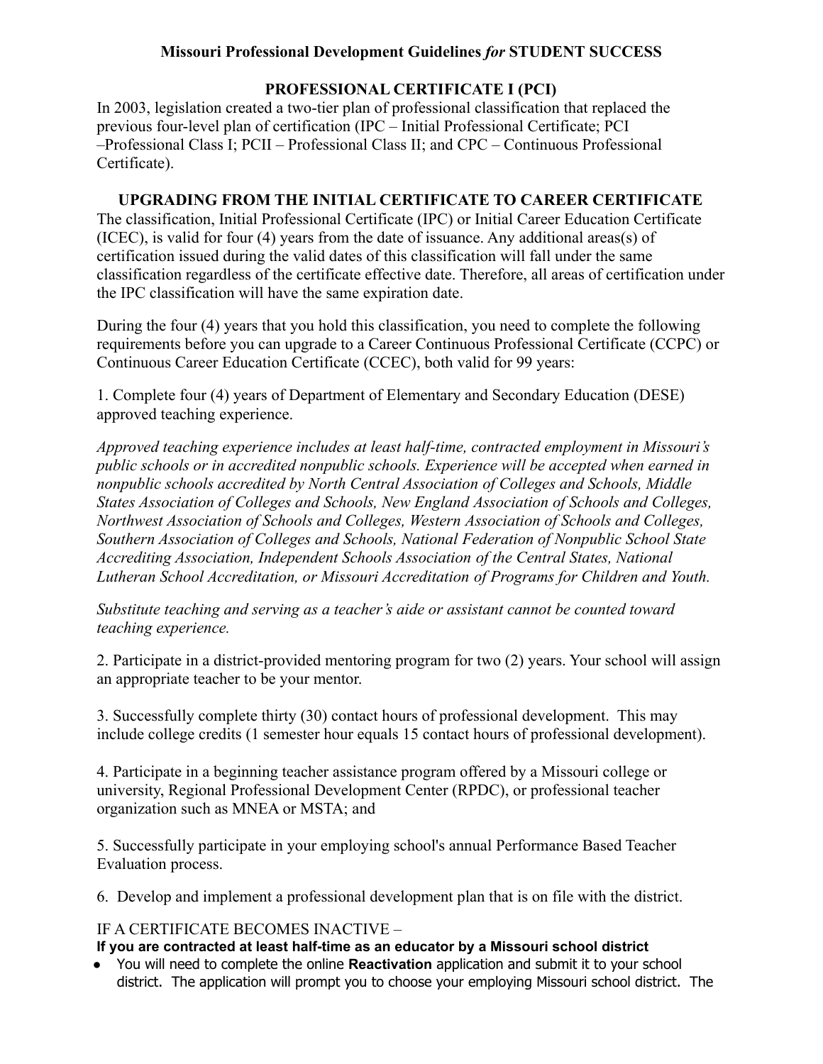**Missouri Professional Development Guidelines *for* STUDENT SUCCESS**

## PROFESSIONAL CERTIFICATE I (PCI)

In 2003, legislation created a two-tier plan of professional classification that replaced the previous four-level plan of certification (IPC – Initial Professional Certificate; PCI –Professional Class I; PCII – Professional Class II; and CPC – Continuous Professional Certificate).

## UPGRADING FROM THE INITIAL CERTIFICATE TO CAREER CERTIFICATE

The classification, Initial Professional Certificate (IPC) or Initial Career Education Certificate (ICEC), is valid for four (4) years from the date of issuance. Any additional areas(s) of certification issued during the valid dates of this classification will fall under the same classification regardless of the certificate effective date. Therefore, all areas of certification under the IPC classification will have the same expiration date.

During the four (4) years that you hold this classification, you need to complete the following requirements before you can upgrade to a Career Continuous Professional Certificate (CCPC) or Continuous Career Education Certificate (CCEC), both valid for 99 years:

1. Complete four (4) years of Department of Elementary and Secondary Education (DESE) approved teaching experience.

*Approved teaching experience includes at least half-time, contracted employment in Missouri's public schools or in accredited nonpublic schools. Experience will be accepted when earned in nonpublic schools accredited by North Central Association of Colleges and Schools, Middle States Association of Colleges and Schools, New England Association of Schools and Colleges, Northwest Association of Schools and Colleges, Western Association of Schools and Colleges, Southern Association of Colleges and Schools, National Federation of Nonpublic School State Accrediting Association, Independent Schools Association of the Central States, National Lutheran School Accreditation, or Missouri Accreditation of Programs for Children and Youth.*

*Substitute teaching and serving as a teacher's aide or assistant cannot be counted toward teaching experience.*

2. Participate in a district-provided mentoring program for two (2) years. Your school will assign an appropriate teacher to be your mentor.

3. Successfully complete thirty (30) contact hours of professional development. This may include college credits (1 semester hour equals 15 contact hours of professional development).

4. Participate in a beginning teacher assistance program offered by a Missouri college or university, Regional Professional Development Center (RPDC), or professional teacher organization such as MNEA or MSTA; and

5. Successfully participate in your employing school's annual Performance Based Teacher Evaluation process.

6. Develop and implement a professional development plan that is on file with the district.

IF A CERTIFICATE BECOMES INACTIVE –

**If you are contracted at least half-time as an educator by a Missouri school district**

- You will need to complete the online **Reactivation** application and submit it to your school district. The application will prompt you to choose your employing Missouri school district. The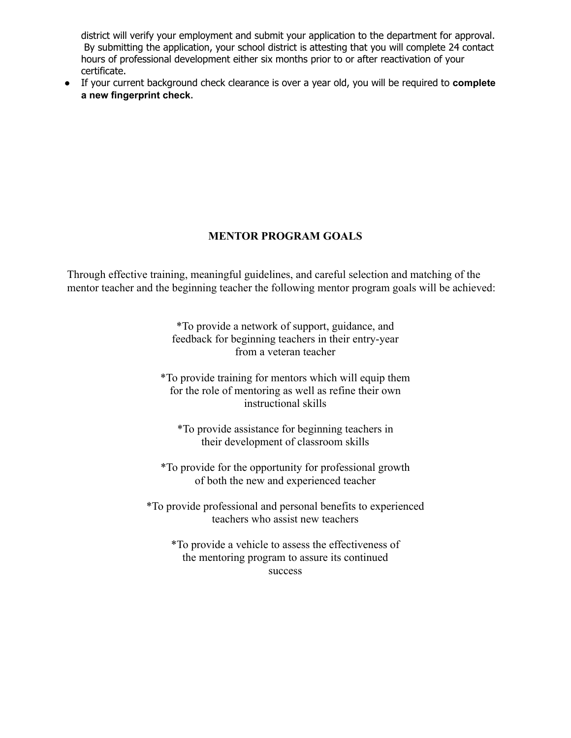district will verify your employment and submit your application to the department for approval. By submitting the application, your school district is attesting that you will complete 24 contact hours of professional development either six months prior to or after reactivation of your certificate.

- If your current background check clearance is over a year old, you will be required to **complete a new fingerprint check**.

## MENTOR PROGRAM GOALS

Through effective training, meaningful guidelines, and careful selection and matching of the mentor teacher and the beginning teacher the following mentor program goals will be achieved:

*To provide a network of support, guidance, and feedback for beginning teachers in their entry-year from a veteran teacher

*To provide training for mentors which will equip them for the role of mentoring as well as refine their own instructional skills

*To provide assistance for beginning teachers in their development of classroom skills

*To provide for the opportunity for professional growth of both the new and experienced teacher

*To provide professional and personal benefits to experienced teachers who assist new teachers

*To provide a vehicle to assess the effectiveness of the mentoring program to assure its continued success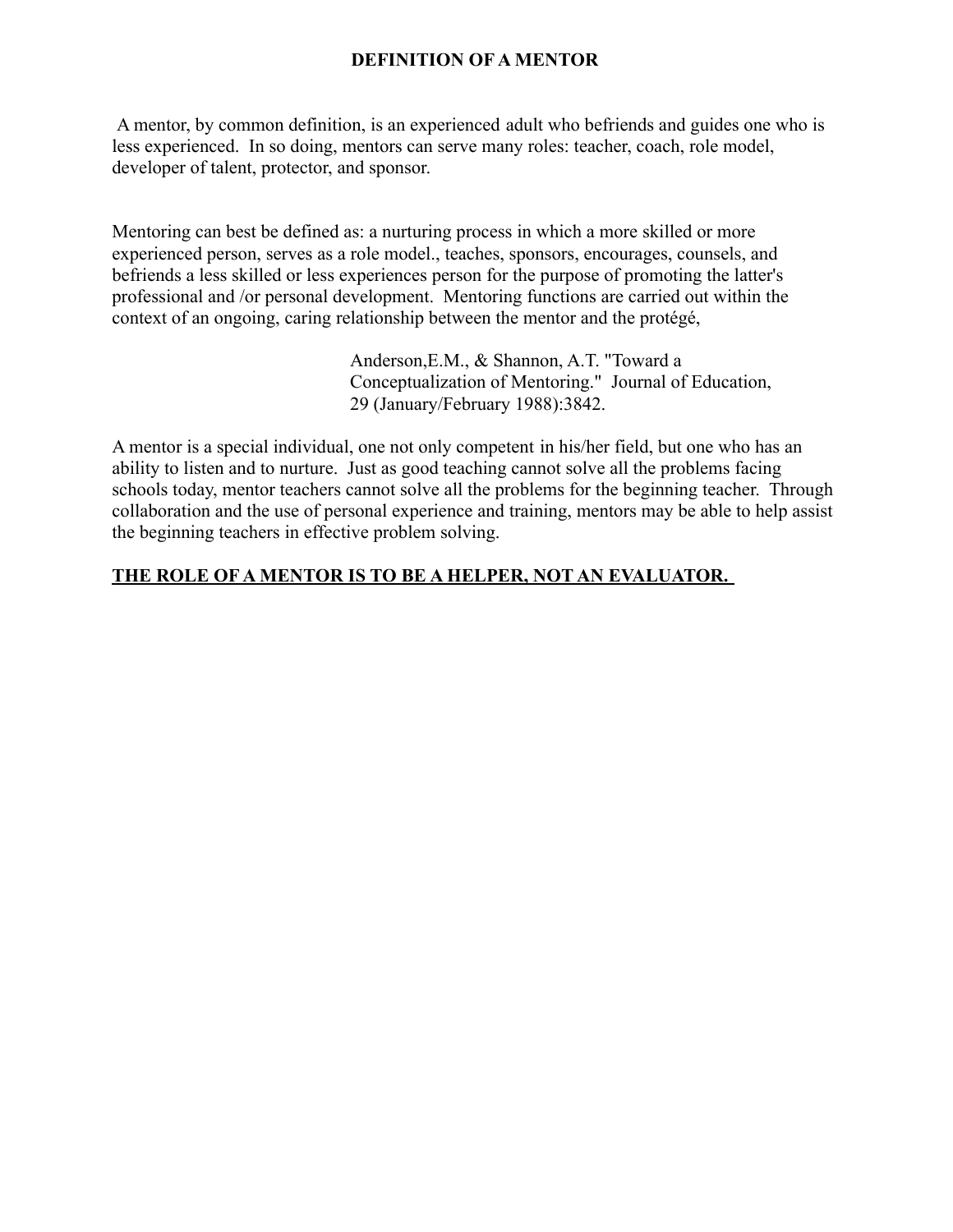# DEFINITION OF A MENTOR

A mentor, by common definition, is an experienced adult who befriends and guides one who is less experienced. In so doing, mentors can serve many roles: teacher, coach, role model, developer of talent, protector, and sponsor.

Mentoring can best be defined as: a nurturing process in which a more skilled or more experienced person, serves as a role model., teaches, sponsors, encourages, counsels, and befriends a less skilled or less experiences person for the purpose of promoting the latter's professional and /or personal development. Mentoring functions are carried out within the context of an ongoing, caring relationship between the mentor and the protégé,

> Anderson,E.M., & Shannon, A.T. "Toward a Conceptualization of Mentoring." Journal of Education, 29 (January/February 1988):3842.

A mentor is a special individual, one not only competent in his/her field, but one who has an ability to listen and to nurture. Just as good teaching cannot solve all the problems facing schools today, mentor teachers cannot solve all the problems for the beginning teacher. Through collaboration and the use of personal experience and training, mentors may be able to help assist the beginning teachers in effective problem solving.

**<u>THE ROLE OF A MENTOR IS TO BE A HELPER, NOT AN EVALUATOR.</u>**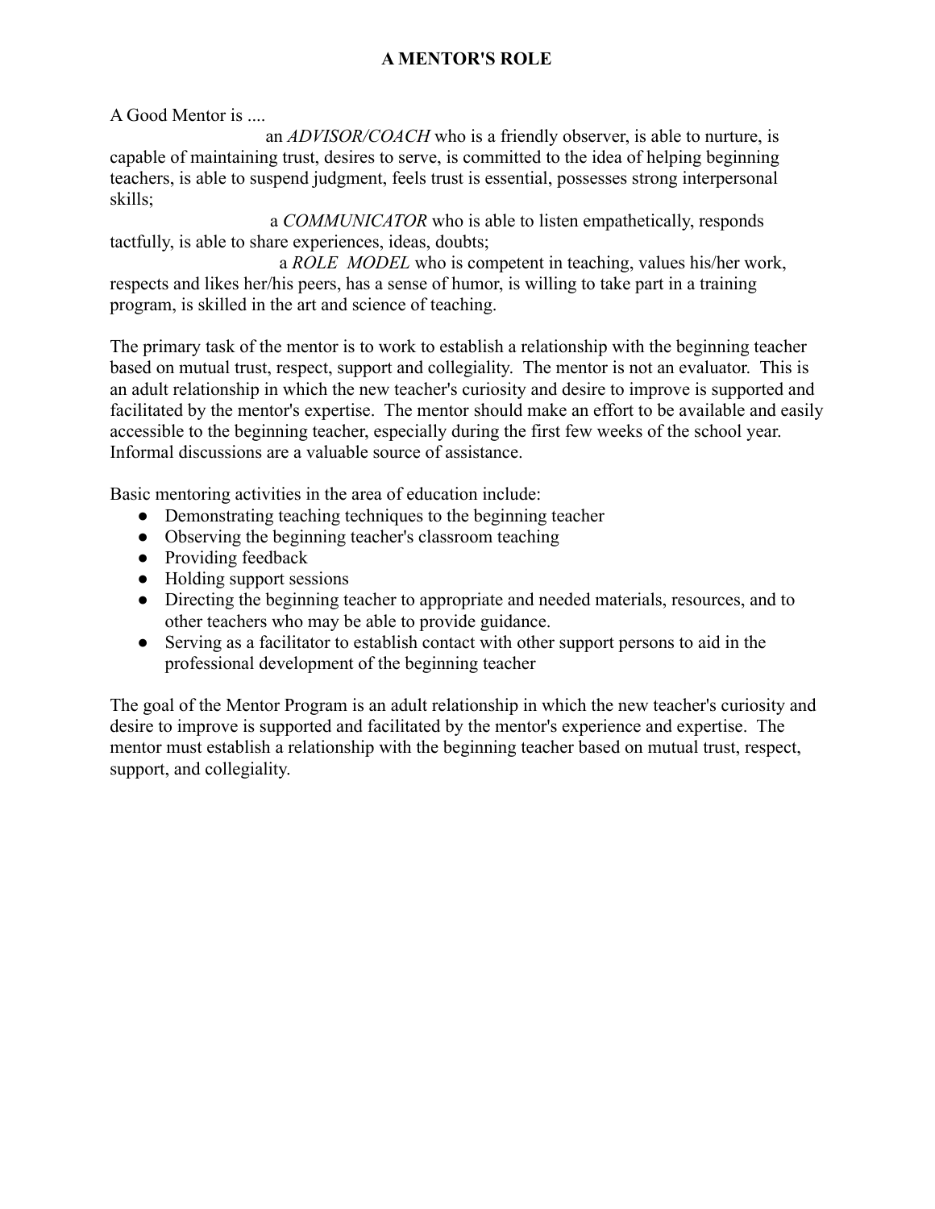# A MENTOR'S ROLE

A Good Mentor is ....

an *ADVISOR/COACH* who is a friendly observer, is able to nurture, is capable of maintaining trust, desires to serve, is committed to the idea of helping beginning teachers, is able to suspend judgment, feels trust is essential, possesses strong interpersonal skills;

a *COMMUNICATOR* who is able to listen empathetically, responds tactfully, is able to share experiences, ideas, doubts;

a *ROLE MODEL* who is competent in teaching, values his/her work, respects and likes her/his peers, has a sense of humor, is willing to take part in a training program, is skilled in the art and science of teaching.

The primary task of the mentor is to work to establish a relationship with the beginning teacher based on mutual trust, respect, support and collegiality. The mentor is not an evaluator. This is an adult relationship in which the new teacher's curiosity and desire to improve is supported and facilitated by the mentor's expertise. The mentor should make an effort to be available and easily accessible to the beginning teacher, especially during the first few weeks of the school year. Informal discussions are a valuable source of assistance.

Basic mentoring activities in the area of education include:

- Demonstrating teaching techniques to the beginning teacher
- Observing the beginning teacher's classroom teaching
- Providing feedback
- Holding support sessions
- Directing the beginning teacher to appropriate and needed materials, resources, and to other teachers who may be able to provide guidance.
- Serving as a facilitator to establish contact with other support persons to aid in the professional development of the beginning teacher

The goal of the Mentor Program is an adult relationship in which the new teacher's curiosity and desire to improve is supported and facilitated by the mentor's experience and expertise. The mentor must establish a relationship with the beginning teacher based on mutual trust, respect, support, and collegiality.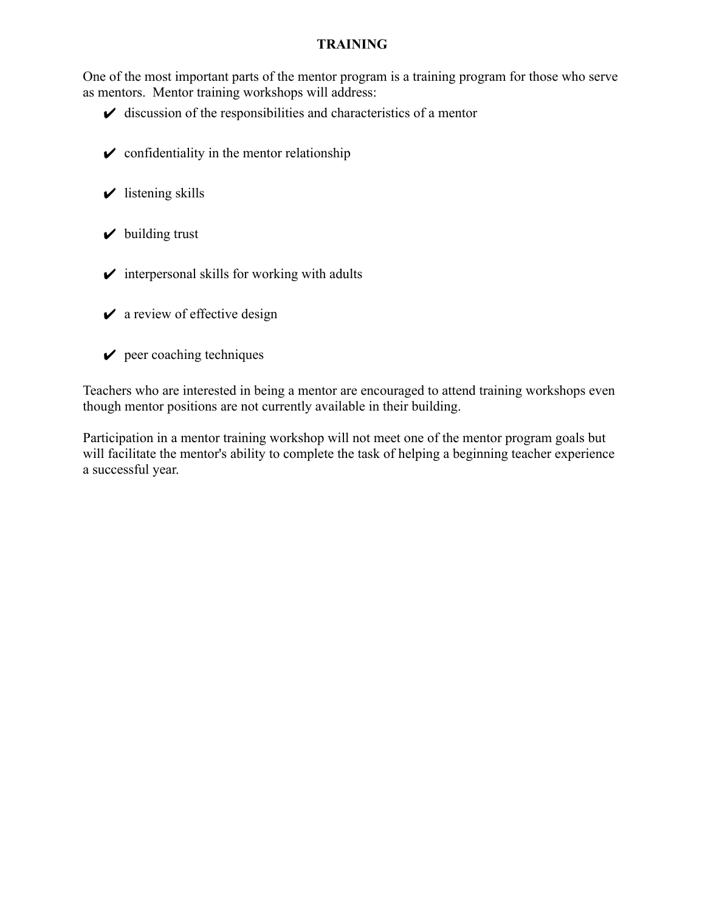## TRAINING

One of the most important parts of the mentor program is a training program for those who serve as mentors. Mentor training workshops will address:

- ✔ discussion of the responsibilities and characteristics of a mentor
- ✔ confidentiality in the mentor relationship
- ✔ listening skills
- ✔ building trust
- ✔ interpersonal skills for working with adults
- ✔ a review of effective design
- ✔ peer coaching techniques

Teachers who are interested in being a mentor are encouraged to attend training workshops even though mentor positions are not currently available in their building.

Participation in a mentor training workshop will not meet one of the mentor program goals but will facilitate the mentor's ability to complete the task of helping a beginning teacher experience a successful year.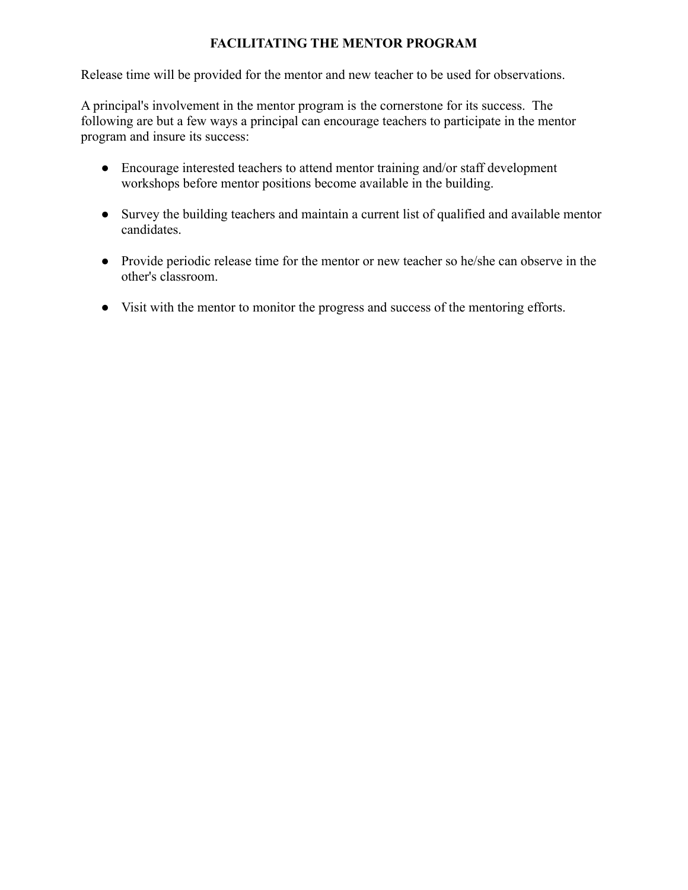## FACILITATING THE MENTOR PROGRAM

Release time will be provided for the mentor and new teacher to be used for observations.

A principal's involvement in the mentor program is the cornerstone for its success. The following are but a few ways a principal can encourage teachers to participate in the mentor program and insure its success:

- Encourage interested teachers to attend mentor training and/or staff development workshops before mentor positions become available in the building.

- Survey the building teachers and maintain a current list of qualified and available mentor candidates.

- Provide periodic release time for the mentor or new teacher so he/she can observe in the other's classroom.

- Visit with the mentor to monitor the progress and success of the mentoring efforts.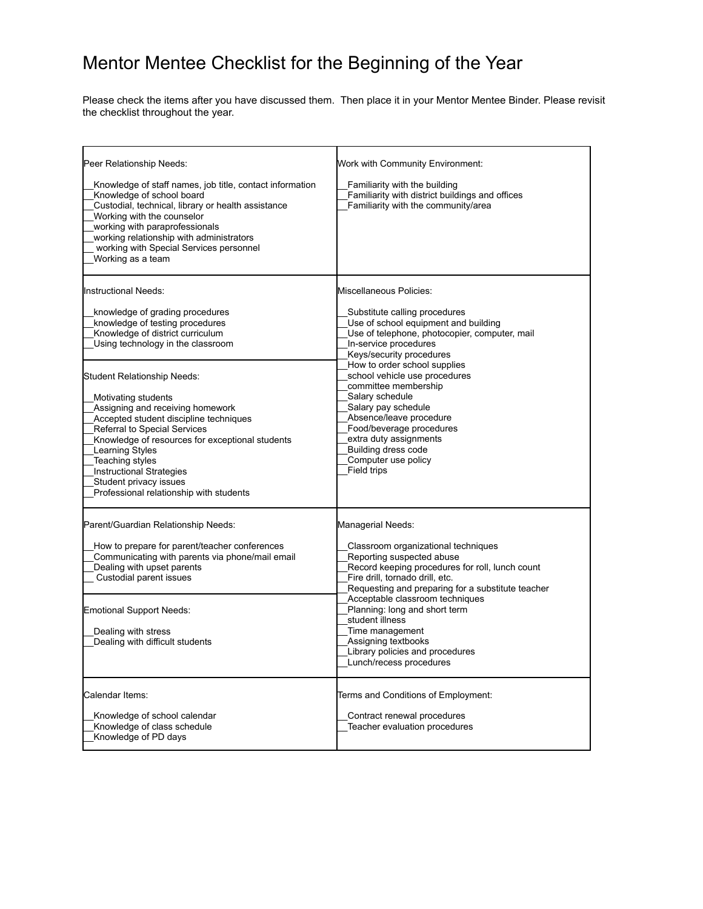# Mentor Mentee Checklist for the Beginning of the Year

Please check the items after you have discussed them. Then place it in your Mentor Mentee Binder. Please revisit the checklist throughout the year.

Peer Relationship Needs:

__Knowledge of staff names, job title, contact information
__Knowledge of school board
__Custodial, technical, library or health assistance
__Working with the counselor
__working with paraprofessionals
__working relationship with administrators
__ working with Special Services personnel
__Working as a team

Work with Community Environment:

__Familiarity with the building
__Familiarity with district buildings and offices
__Familiarity with the community/area

Instructional Needs:

__knowledge of grading procedures
__knowledge of testing procedures
__Knowledge of district curriculum
__Using technology in the classroom

Student Relationship Needs:

__Motivating students
__Assigning and receiving homework
__Accepted student discipline techniques
__Referral to Special Services
__Knowledge of resources for exceptional students
__Learning Styles
__Teaching styles
__Instructional Strategies
__Student privacy issues
__Professional relationship with students

Miscellaneous Policies:

__Substitute calling procedures
__Use of school equipment and building
__Use of telephone, photocopier, computer, mail
__In-service procedures
__Keys/security procedures
__How to order school supplies
__school vehicle use procedures
__committee membership
__Salary schedule
__Salary pay schedule
__Absence/leave procedure
__Food/beverage procedures
__extra duty assignments
__Building dress code
__Computer use policy
__Field trips

Parent/Guardian Relationship Needs:

__How to prepare for parent/teacher conferences
__Communicating with parents via phone/mail email
__Dealing with upset parents
__ Custodial parent issues

Emotional Support Needs:

__Dealing with stress
__Dealing with difficult students

Managerial Needs:

__Classroom organizational techniques
__Reporting suspected abuse
__Record keeping procedures for roll, lunch count
__Fire drill, tornado drill, etc.
__Requesting and preparing for a substitute teacher
__Acceptable classroom techniques
__Planning: long and short term
__student illness
__Time management
__Assigning textbooks
__Library policies and procedures
__Lunch/recess procedures

Calendar Items:

__Knowledge of school calendar
__Knowledge of class schedule
__Knowledge of PD days

Terms and Conditions of Employment:

__Contract renewal procedures
__Teacher evaluation procedures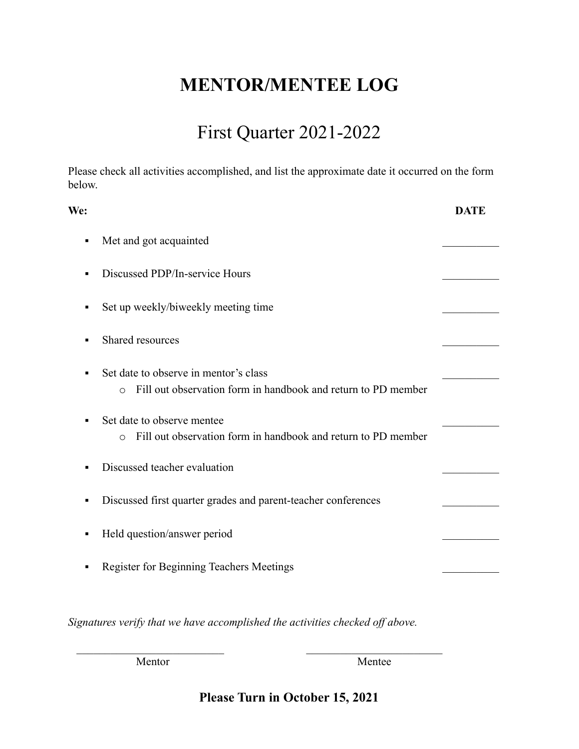# MENTOR/MENTEE LOG

## First Quarter 2021-2022

Please check all activities accomplished, and list the approximate date it occurred on the form below.

| **We:** | **DATE** |
| --- | --- |
| ▪ Met and got acquainted | ________ |
| ▪ Discussed PDP/In-service Hours | ________ |
| ▪ Set up weekly/biweekly meeting time | ________ |
| ▪ Shared resources | ________ |
| ▪ Set date to observe in mentor's class<br>o Fill out observation form in handbook and return to PD member | ________ |
| ▪ Set date to observe mentee<br>o Fill out observation form in handbook and return to PD member | ________ |
| ▪ Discussed teacher evaluation | ________ |
| ▪ Discussed first quarter grades and parent-teacher conferences | ________ |
| ▪ Held question/answer period | ________ |
| ▪ Register for Beginning Teachers Meetings | ________ |

*Signatures verify that we have accomplished the activities checked off above.*

________________________ Mentor

________________________ Mentee

**Please Turn in October 15, 2021**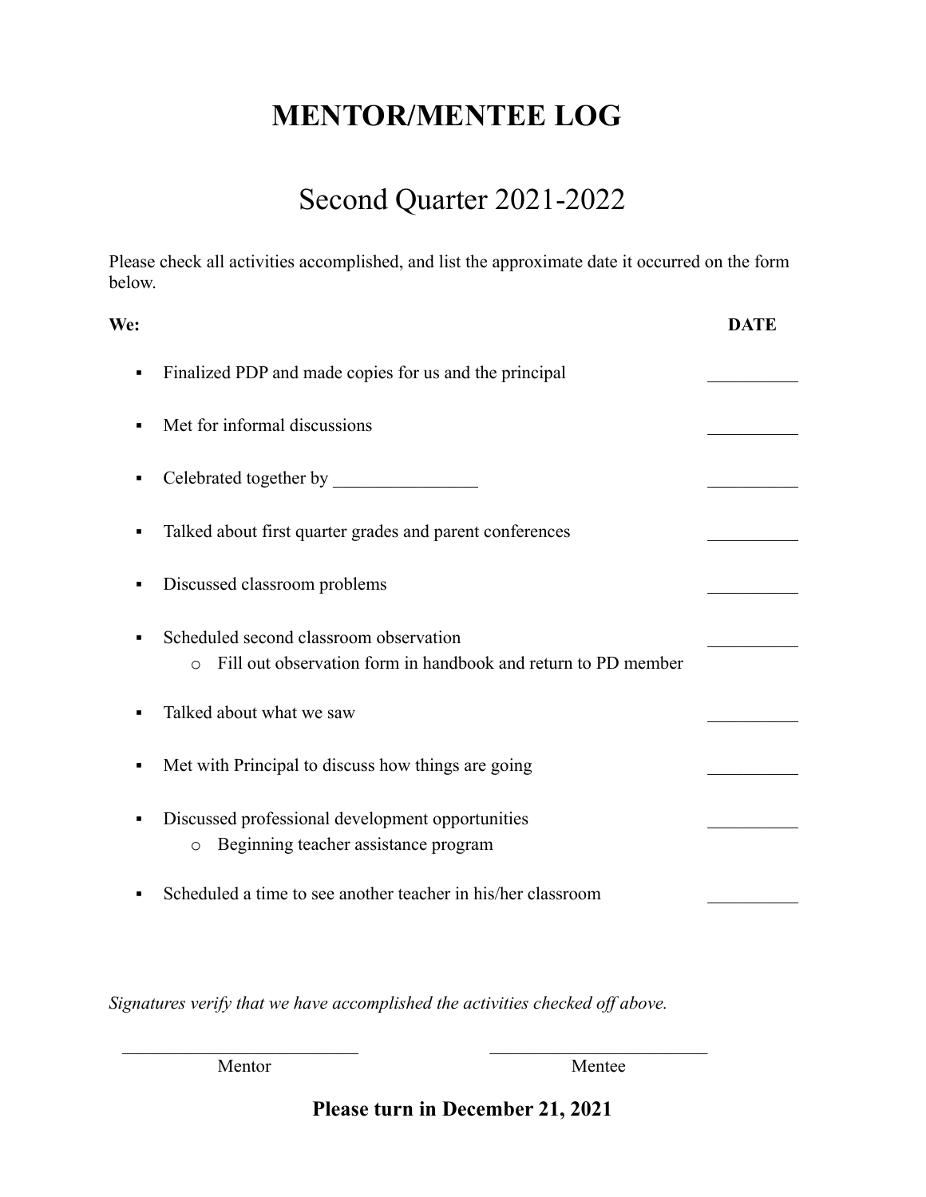# MENTOR/MENTEE LOG

## Second Quarter 2021-2022

Please check all activities accomplished, and list the approximate date it occurred on the form below.

**We:** **DATE**

- Finalized PDP and made copies for us and the principal __________
- Met for informal discussions __________
- Celebrated together by ________________ __________
- Talked about first quarter grades and parent conferences __________
- Discussed classroom problems __________
- Scheduled second classroom observation __________
  - Fill out observation form in handbook and return to PD member
- Talked about what we saw __________
- Met with Principal to discuss how things are going __________
- Discussed professional development opportunities __________
  - Beginning teacher assistance program
- Scheduled a time to see another teacher in his/her classroom __________

*Signatures verify that we have accomplished the activities checked off above.*

__________________________ Mentor

__________________________ Mentee

**Please turn in December 21, 2021**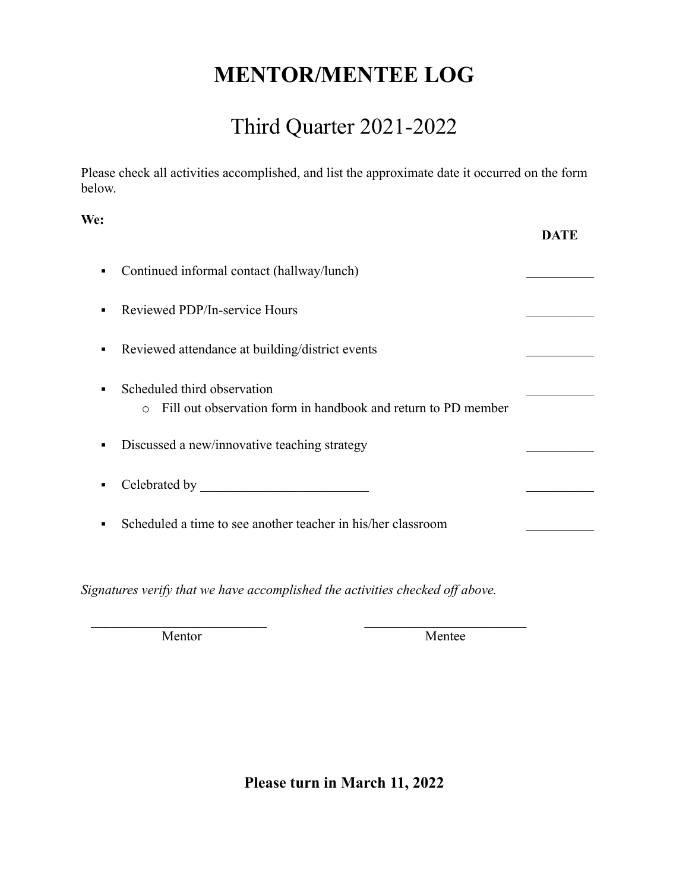# MENTOR/MENTEE LOG

## Third Quarter 2021-2022

Please check all activities accomplished, and list the approximate date it occurred on the form below.

**We:**

| | **DATE** |
|---|---|
| ▪ Continued informal contact (hallway/lunch) | __________ |
| ▪ Reviewed PDP/In-service Hours | __________ |
| ▪ Reviewed attendance at building/district events | __________ |
| ▪ Scheduled third observation<br>o Fill out observation form in handbook and return to PD member | __________ |
| ▪ Discussed a new/innovative teaching strategy | __________ |
| ▪ Celebrated by _________________________ | __________ |
| ▪ Scheduled a time to see another teacher in his/her classroom | __________ |

*Signatures verify that we have accomplished the activities checked off above.*

___________________________ Mentor

_________________________ Mentee

**Please turn in March 11, 2022**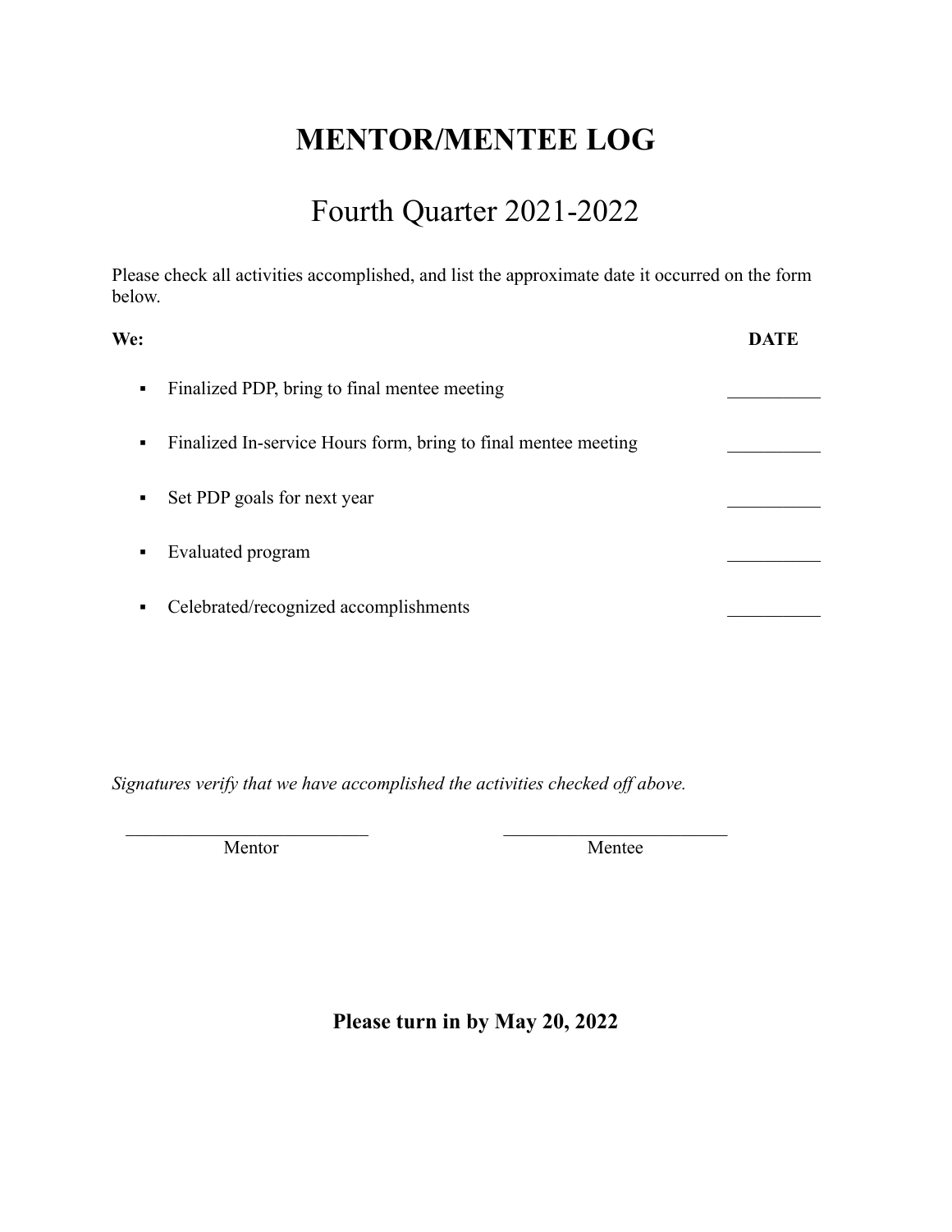# MENTOR/MENTEE LOG

## Fourth Quarter 2021-2022

Please check all activities accomplished, and list the approximate date it occurred on the form below.

**We:** **DATE**

- Finalized PDP, bring to final mentee meeting __________
- Finalized In-service Hours form, bring to final mentee meeting __________
- Set PDP goals for next year __________
- Evaluated program __________
- Celebrated/recognized accomplishments __________

*Signatures verify that we have accomplished the activities checked off above.*

___________________________ Mentor

___________________________ Mentee

**Please turn in by May 20, 2022**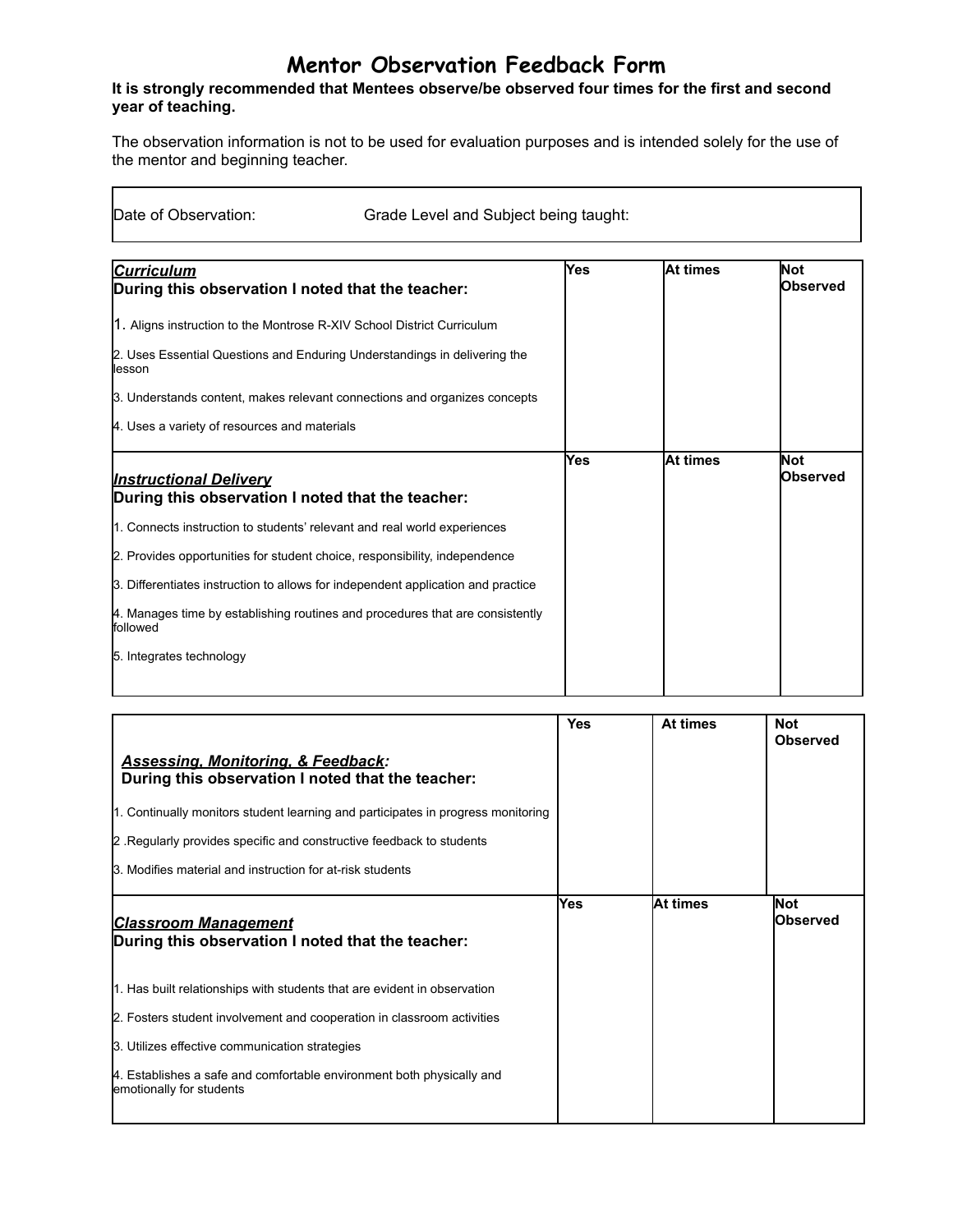# Mentor Observation Feedback Form

**It is strongly recommended that Mentees observe/be observed four times for the first and second year of teaching.**

The observation information is not to be used for evaluation purposes and is intended solely for the use of the mentor and beginning teacher.

| Date of Observation: | Grade Level and Subject being taught: |
|---|---|

| ***Curriculum*** **During this observation I noted that the teacher:** | **Yes** | **At times** | **Not Observed** |
|---|---|---|---|
| 1. Aligns instruction to the Montrose R-XIV School District Curriculum | | | |
| 2. Uses Essential Questions and Enduring Understandings in delivering the lesson | | | |
| 3. Understands content, makes relevant connections and organizes concepts | | | |
| 4. Uses a variety of resources and materials | | | |

| ***Instructional Delivery*** **During this observation I noted that the teacher:** | **Yes** | **At times** | **Not Observed** |
|---|---|---|---|
| 1. Connects instruction to students' relevant and real world experiences | | | |
| 2. Provides opportunities for student choice, responsibility, independence | | | |
| 3. Differentiates instruction to allows for independent application and practice | | | |
| 4. Manages time by establishing routines and procedures that are consistently followed | | | |
| 5. Integrates technology | | | |

| ***Assessing, Monitoring, & Feedback:*** **During this observation I noted that the teacher:** | **Yes** | **At times** | **Not Observed** |
|---|---|---|---|
| 1. Continually monitors student learning and participates in progress monitoring | | | |
| 2 .Regularly provides specific and constructive feedback to students | | | |
| 3. Modifies material and instruction for at-risk students | | | |

| ***Classroom Management*** **During this observation I noted that the teacher:** | **Yes** | **At times** | **Not Observed** |
|---|---|---|---|
| 1. Has built relationships with students that are evident in observation | | | |
| 2. Fosters student involvement and cooperation in classroom activities | | | |
| 3. Utilizes effective communication strategies | | | |
| 4. Establishes a safe and comfortable environment both physically and emotionally for students | | | |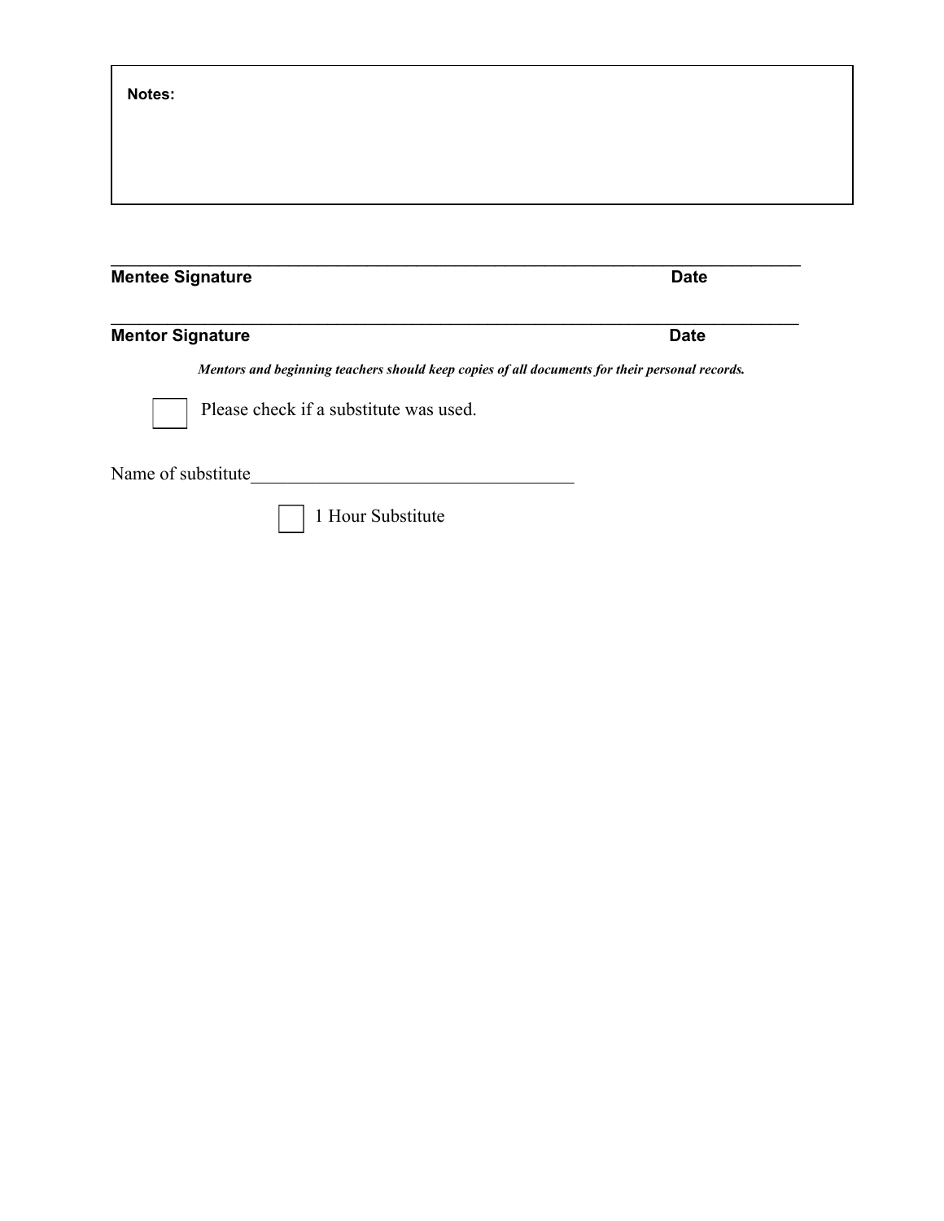**Notes:**

\_\_\_\_\_\_\_\_\_\_\_\_\_\_\_\_\_\_\_\_\_\_\_\_\_\_\_\_\_\_\_\_\_\_\_\_\_\_\_\_\_\_\_\_\_\_\_\_\_\_\_\_\_\_\_\_\_\_\_\_\_\_\_\_\_\_\_\_\_\_

**Mentee Signature** **Date**

\_\_\_\_\_\_\_\_\_\_\_\_\_\_\_\_\_\_\_\_\_\_\_\_\_\_\_\_\_\_\_\_\_\_\_\_\_\_\_\_\_\_\_\_\_\_\_\_\_\_\_\_\_\_\_\_\_\_\_\_\_\_\_\_\_\_\_\_\_\_

**Mentor Signature** **Date**

***Mentors and beginning teachers should keep copies of all documents for their personal records.***

☐ Please check if a substitute was used.

Name of substitute\_\_\_\_\_\_\_\_\_\_\_\_\_\_\_\_\_\_\_\_\_\_\_\_\_\_\_\_\_\_\_\_\_\_\_

☐ 1 Hour Substitute